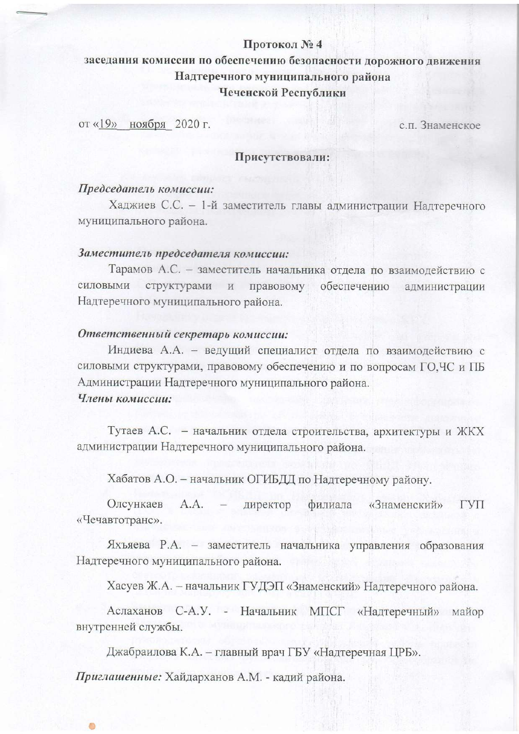**Протокол № 4**

**заседания комиссии по обеспечению безопасности дорожного движения Надтеречного муниципального района Чеченской Республики**

от «19» ноября 2020 г. с.п. Знаменское

**Присутствовали:**

***Председатель комиссии:***

Хаджиев С.С. – 1-й заместитель главы администрации Надтеречного муниципального района.

***Заместитель председателя комиссии:***

Тарамов А.С. – заместитель начальника отдела по взаимодействию с силовыми структурами и правовому обеспечению администрации Надтеречного муниципального района.

***Ответственный секретарь комиссии:***

Индиева А.А. – ведущий специалист отдела по взаимодействию с силовыми структурами, правовому обеспечению и по вопросам ГО,ЧС и ПБ Администрации Надтеречного муниципального района.

***Члены комиссии:***

Тутаев А.С. – начальник отдела строительства, архитектуры и ЖКХ администрации Надтеречного муниципального района.

Хабатов А.О. – начальник ОГИБДД по Надтеречному району.

Олсункаев А.А. – директор филиала «Знаменский» ГУП «Чечавтотранс».

Яхъяева Р.А. – заместитель начальника управления образования Надтеречного муниципального района.

Хасуев Ж.А. – начальник ГУДЭП «Знаменский» Надтеречного района.

Аслаханов С-А.У. - Начальник МПСГ «Надтеречный» майор внутренней службы.

Джабраилова К.А. – главный врач ГБУ «Надтеречная ЦРБ».

***Приглашенные:*** Хайдарханов А.М. - кадий района.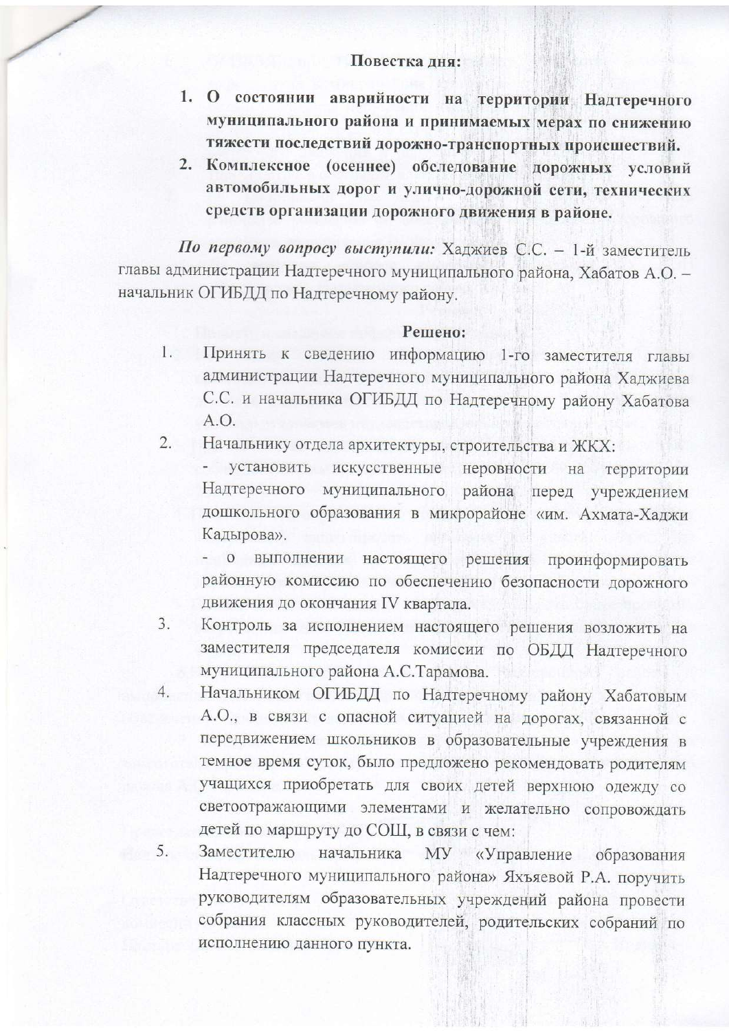**Повестка дня:**

1. **О состоянии аварийности на территории Надтеречного муниципального района и принимаемых мерах по снижению тяжести последствий дорожно-транспортных происшествий.**
2. **Комплексное (осеннее) обследование дорожных условий автомобильных дорог и улично-дорожной сети, технических средств организации дорожного движения в районе.**

***По первому вопросу выступили:*** Хаджиев С.С. – 1-й заместитель главы администрации Надтеречного муниципального района, Хабатов А.О. – начальник ОГИБДД по Надтеречному району.

**Решено:**

1. Принять к сведению информацию 1-го заместителя главы администрации Надтеречного муниципального района Хаджиева С.С. и начальника ОГИБДД по Надтеречному району Хабатова А.О.
2. Начальнику отдела архитектуры, строительства и ЖКХ:
   - установить искусственные неровности на территории Надтеречного муниципального района перед учреждением дошкольного образования в микрорайоне «им. Ахмата-Хаджи Кадырова».
   - о выполнении настоящего решения проинформировать районную комиссию по обеспечению безопасности дорожного движения до окончания IV квартала.
3. Контроль за исполнением настоящего решения возложить на заместителя председателя комиссии по ОБДД Надтеречного муниципального района А.С.Тарамова.
4. Начальником ОГИБДД по Надтеречному району Хабатовым А.О., в связи с опасной ситуацией на дорогах, связанной с передвижением школьников в образовательные учреждения в темное время суток, было предложено рекомендовать родителям учащихся приобретать для своих детей верхнюю одежду со светоотражающими элементами и желательно сопровождать детей по маршруту до СОШ, в связи с чем:
5. Заместителю начальника МУ «Управление образования Надтеречного муниципального района» Яхъяевой Р.А. поручить руководителям образовательных учреждений района провести собрания классных руководителей, родительских собраний по исполнению данного пункта.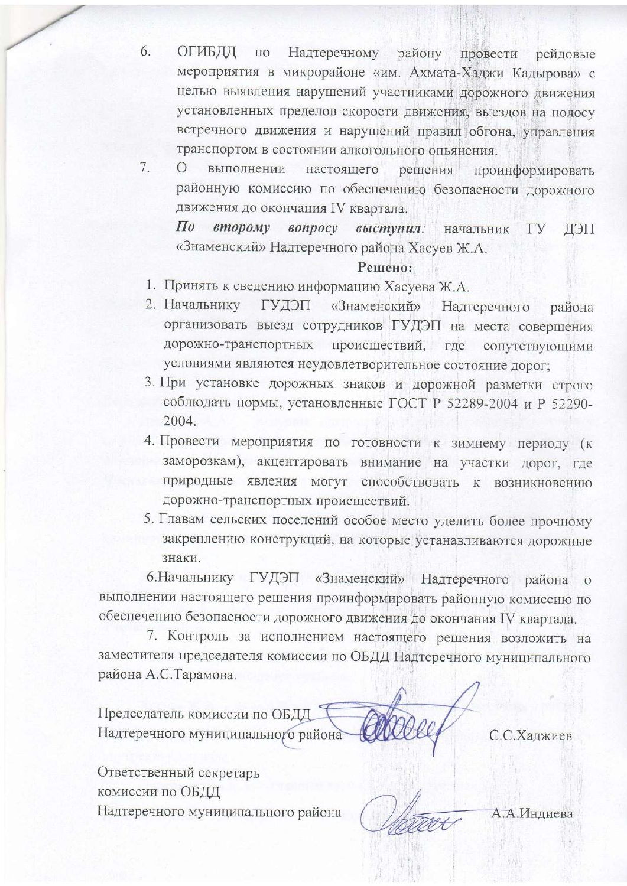6. ОГИБДД по Надтеречному району провести рейдовые мероприятия в микрорайоне «им. Ахмата-Хаджи Кадырова» с целью выявления нарушений участниками дорожного движения установленных пределов скорости движения, выездов на полосу встречного движения и нарушений правил обгона, управления транспортом в состоянии алкогольного опьянения.
7. О выполнении настоящего решения проинформировать районную комиссию по обеспечению безопасности дорожного движения до окончания IV квартала.

***По второму вопросу выступил:*** начальник ГУ ДЭП «Знаменский» Надтеречного района Хасуев Ж.А.

**Решено:**

1. Принять к сведению информацию Хасуева Ж.А.
2. Начальнику ГУДЭП «Знаменский» Надтеречного района организовать выезд сотрудников ГУДЭП на места совершения дорожно-транспортных происшествий, где сопутствующими условиями являются неудовлетворительное состояние дорог;
3. При установке дорожных знаков и дорожной разметки строго соблюдать нормы, установленные ГОСТ Р 52289-2004 и Р 52290-2004.
4. Провести мероприятия по готовности к зимнему периоду (к заморозкам), акцентировать внимание на участки дорог, где природные явления могут способствовать к возникновению дорожно-транспортных происшествий.
5. Главам сельских поселений особое место уделить более прочному закреплению конструкций, на которые устанавливаются дорожные знаки.

6.Начальнику ГУДЭП «Знаменский» Надтеречного района о выполнении настоящего решения проинформировать районную комиссию по обеспечению безопасности дорожного движения до окончания IV квартала.

7. Контроль за исполнением настоящего решения возложить на заместителя председателя комиссии по ОБДД Надтеречного муниципального района А.С.Тарамова.

Председатель комиссии по ОБДД
Надтеречного муниципального района С.С.Хаджиев

Ответственный секретарь
комиссии по ОБДД
Надтеречного муниципального района А.А.Индиева